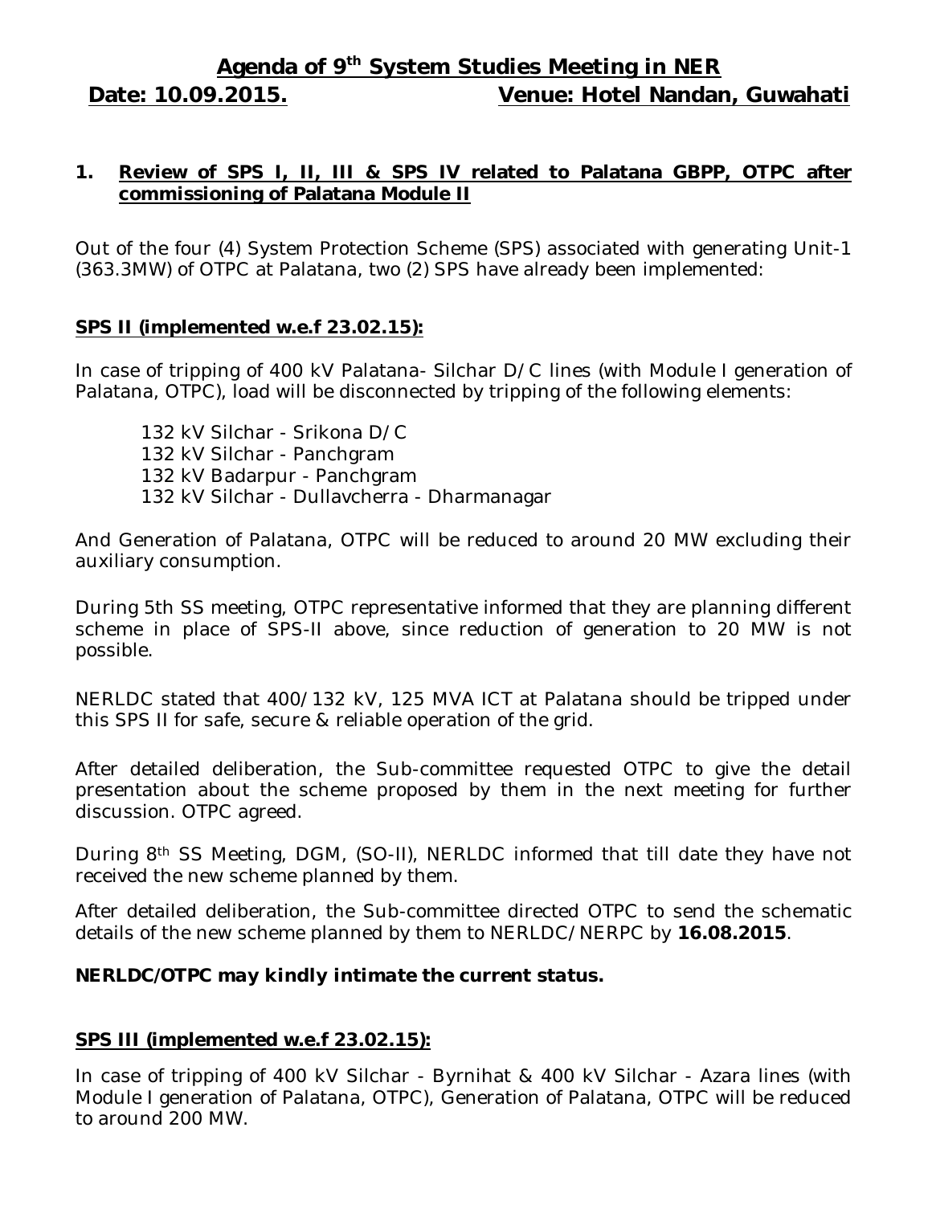# Agenda of 9th System Studies Meeting in NER

**Date: 10.09.2015.** **Venue: Hotel Nandan, Guwahati**

## 1. Review of SPS I, II, III & SPS IV related to Palatana GBPP, OTPC after commissioning of Palatana Module II

Out of the four (4) System Protection Scheme (SPS) associated with generating Unit-1 (363.3MW) of OTPC at Palatana, two (2) SPS have already been implemented:

### SPS II (implemented w.e.f 23.02.15):

In case of tripping of 400 kV Palatana- Silchar D/C lines (with Module I generation of Palatana, OTPC), load will be disconnected by tripping of the following elements:

132 kV Silchar - Srikona D/C
132 kV Silchar - Panchgram
132 kV Badarpur - Panchgram
132 kV Silchar - Dullavcherra - Dharmanagar

And Generation of Palatana, OTPC will be reduced to around 20 MW excluding their auxiliary consumption.

During 5th SS meeting, OTPC representative informed that they are planning different scheme in place of SPS-II above, since reduction of generation to 20 MW is not possible.

NERLDC stated that 400/132 kV, 125 MVA ICT at Palatana should be tripped under this SPS II for safe, secure & reliable operation of the grid.

After detailed deliberation, the Sub-committee requested OTPC to give the detail presentation about the scheme proposed by them in the next meeting for further discussion. OTPC agreed.

During 8th SS Meeting, DGM, (SO-II), NERLDC informed that till date they have not received the new scheme planned by them.

After detailed deliberation, the Sub-committee directed OTPC to send the schematic details of the new scheme planned by them to NERLDC/NERPC by **16.08.2015**.

***NERLDC/OTPC may kindly intimate the current status.***

### SPS III (implemented w.e.f 23.02.15):

In case of tripping of 400 kV Silchar - Byrnihat & 400 kV Silchar - Azara lines (with Module I generation of Palatana, OTPC), Generation of Palatana, OTPC will be reduced to around 200 MW.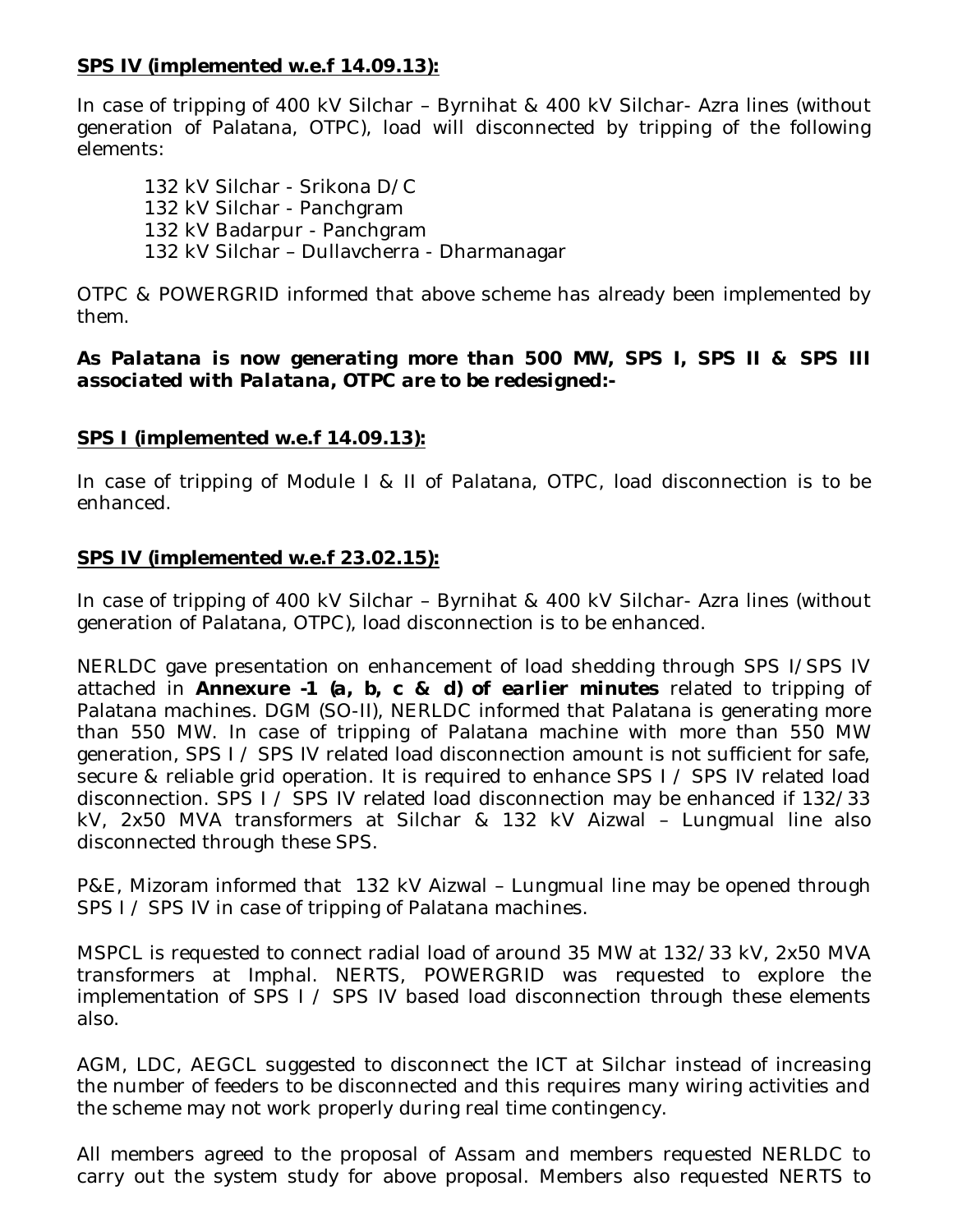**SPS IV (implemented w.e.f 14.09.13):**

In case of tripping of 400 kV Silchar – Byrnihat & 400 kV Silchar- Azra lines (without generation of Palatana, OTPC), load will disconnected by tripping of the following elements:

132 kV Silchar - Srikona D/C
132 kV Silchar - Panchgram
132 kV Badarpur - Panchgram
132 kV Silchar – Dullavcherra - Dharmanagar

OTPC & POWERGRID informed that above scheme has already been implemented by them.

***As Palatana is now generating more than 500 MW, SPS I, SPS II & SPS III associated with Palatana, OTPC are to be redesigned:-***

**SPS I (implemented w.e.f 14.09.13):**

In case of tripping of Module I & II of Palatana, OTPC, load disconnection is to be enhanced.

**SPS IV (implemented w.e.f 23.02.15):**

In case of tripping of 400 kV Silchar – Byrnihat & 400 kV Silchar- Azra lines (without generation of Palatana, OTPC), load disconnection is to be enhanced.

NERLDC gave presentation on enhancement of load shedding through SPS I/SPS IV attached in **Annexure -1 (a, b, c & d) *of earlier minutes*** related to tripping of Palatana machines. DGM (SO-II), NERLDC informed that Palatana is generating more than 550 MW. In case of tripping of Palatana machine with more than 550 MW generation, SPS I / SPS IV related load disconnection amount is not sufficient for safe, secure & reliable grid operation. It is required to enhance SPS I / SPS IV related load disconnection. SPS I / SPS IV related load disconnection may be enhanced if 132/33 kV, 2x50 MVA transformers at Silchar & 132 kV Aizwal – Lungmual line also disconnected through these SPS.

P&E, Mizoram informed that 132 kV Aizwal – Lungmual line may be opened through SPS I / SPS IV in case of tripping of Palatana machines.

MSPCL is requested to connect radial load of around 35 MW at 132/33 kV, 2x50 MVA transformers at Imphal. NERTS, POWERGRID was requested to explore the implementation of SPS I / SPS IV based load disconnection through these elements also.

AGM, LDC, AEGCL suggested to disconnect the ICT at Silchar instead of increasing the number of feeders to be disconnected and this requires many wiring activities and the scheme may not work properly during real time contingency.

All members agreed to the proposal of Assam and members requested NERLDC to carry out the system study for above proposal. Members also requested NERTS to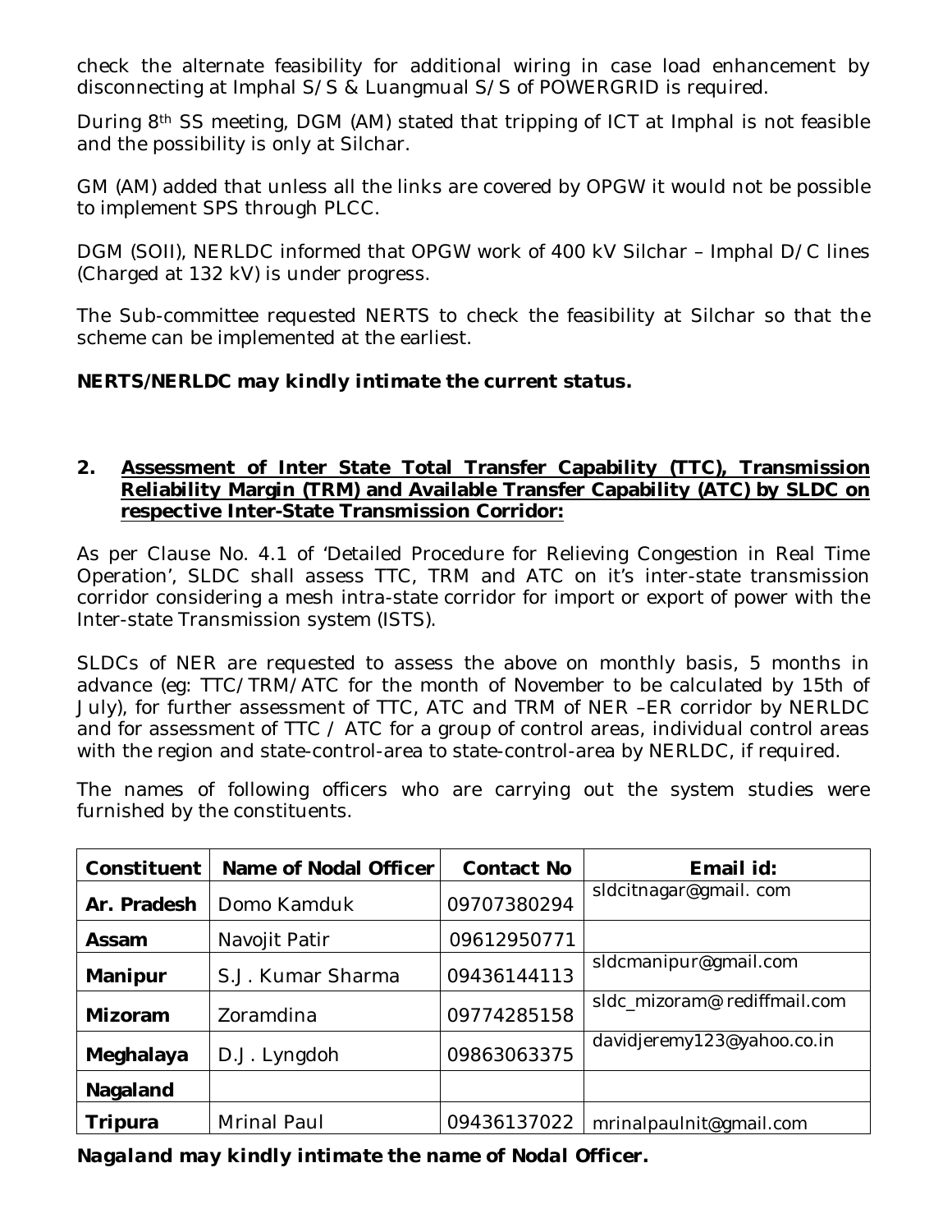check the alternate feasibility for additional wiring in case load enhancement by disconnecting at Imphal S/S & Luangmual S/S of POWERGRID is required.

During 8th SS meeting, DGM (AM) stated that tripping of ICT at Imphal is not feasible and the possibility is only at Silchar.

GM (AM) added that unless all the links are covered by OPGW it would not be possible to implement SPS through PLCC.

DGM (SOII), NERLDC informed that OPGW work of 400 kV Silchar – Imphal D/C lines (Charged at 132 kV) is under progress.

The Sub-committee requested NERTS to check the feasibility at Silchar so that the scheme can be implemented at the earliest.

***NERTS/NERLDC may kindly intimate the current status.***

## 2. Assessment of Inter State Total Transfer Capability (TTC), Transmission Reliability Margin (TRM) and Available Transfer Capability (ATC) by SLDC on respective Inter-State Transmission Corridor:

As per Clause No. 4.1 of 'Detailed Procedure for Relieving Congestion in Real Time Operation', SLDC shall assess TTC, TRM and ATC on it's inter-state transmission corridor considering a mesh intra-state corridor for import or export of power with the Inter-state Transmission system (ISTS).

SLDCs of NER are requested to assess the above on monthly basis, 5 months in advance (eg: TTC/TRM/ATC for the month of November to be calculated by 15th of July), for further assessment of TTC, ATC and TRM of NER –ER corridor by NERLDC and for assessment of TTC / ATC for a group of control areas, individual control areas with the region and state-control-area to state-control-area by NERLDC, if required.

The names of following officers who are carrying out the system studies were furnished by the constituents.

| Constituent | Name of Nodal Officer | Contact No | Email id: |
|---|---|---|---|
| **Ar. Pradesh** | Domo Kamduk | 09707380294 | sldcitnagar@gmail. com |
| **Assam** | Navojit Patir | 09612950771 | |
| **Manipur** | S.J. Kumar Sharma | 09436144113 | sldcmanipur@gmail.com |
| **Mizoram** | Zoramdina | 09774285158 | sldc_mizoram@rediffmail.com |
| **Meghalaya** | D.J. Lyngdoh | 09863063375 | davidjeremy123@yahoo.co.in |
| **Nagaland** | | | |
| **Tripura** | Mrinal Paul | 09436137022 | mrinalpaulnit@gmail.com |

***Nagaland may kindly intimate the name of Nodal Officer.***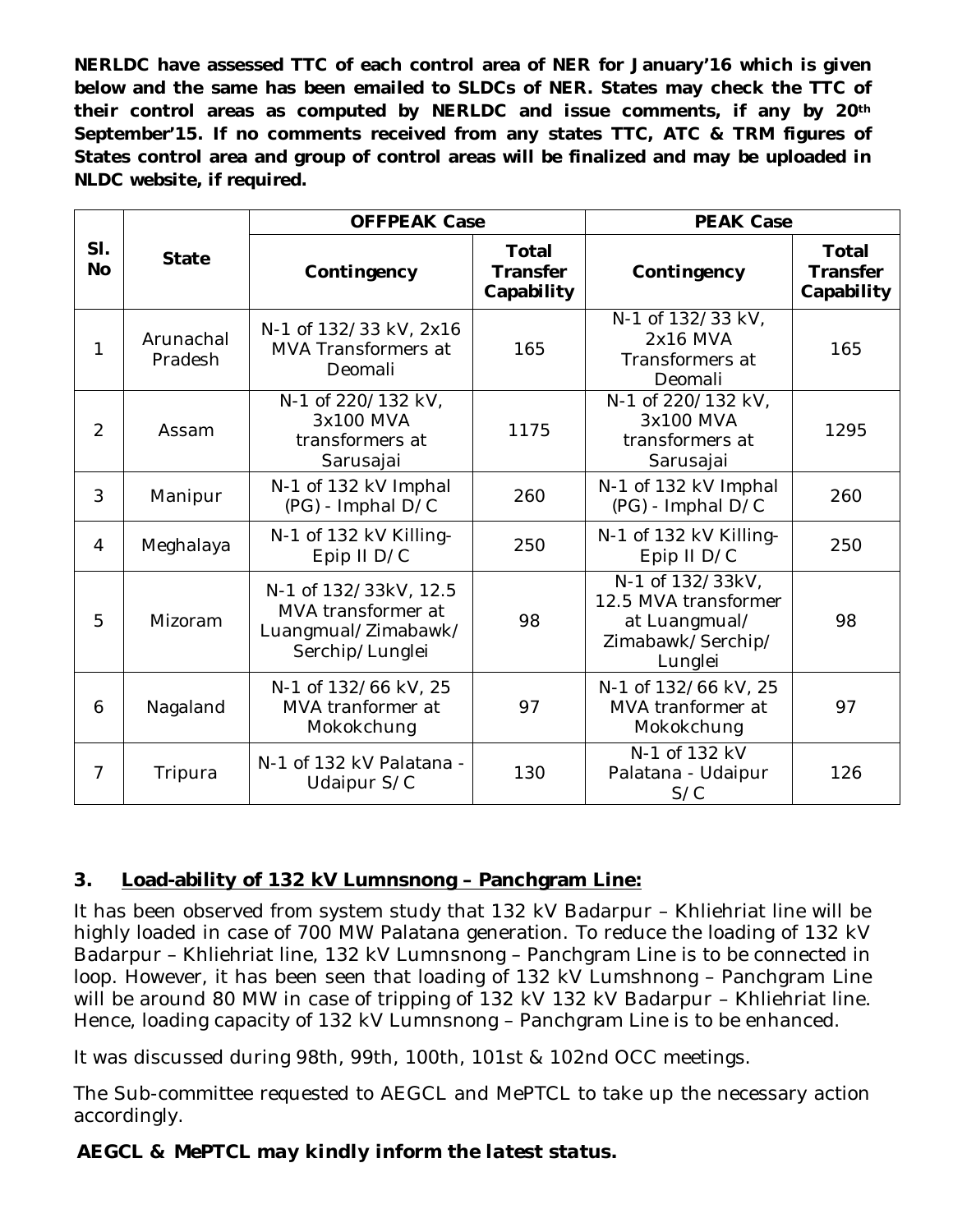**NERLDC have assessed TTC of each control area of NER for January'16 which is given below and the same has been emailed to SLDCs of NER. States may check the TTC of their control areas as computed by NERLDC and issue comments, if any by 20th September'15. If no comments received from any states TTC, ATC & TRM figures of States control area and group of control areas will be finalized and may be uploaded in NLDC website, if required.**

| Sl. No | State | OFFPEAK Case | | PEAK Case | |
|---|---|---|---|---|---|
| | | Contingency | Total Transfer Capability | Contingency | Total Transfer Capability |
| 1 | Arunachal Pradesh | N-1 of 132/33 kV, 2x16 MVA Transformers at Deomali | 165 | N-1 of 132/33 kV, 2x16 MVA Transformers at Deomali | 165 |
| 2 | Assam | N-1 of 220/132 kV, 3x100 MVA transformers at Sarusajai | 1175 | N-1 of 220/132 kV, 3x100 MVA transformers at Sarusajai | 1295 |
| 3 | Manipur | N-1 of 132 kV Imphal (PG) - Imphal D/C | 260 | N-1 of 132 kV Imphal (PG) - Imphal D/C | 260 |
| 4 | Meghalaya | N-1 of 132 kV Killing-Epip II D/C | 250 | N-1 of 132 kV Killing-Epip II D/C | 250 |
| 5 | Mizoram | N-1 of 132/33kV, 12.5 MVA transformer at Luangmual/Zimabawk/ Serchip/Lunglei | 98 | N-1 of 132/33kV, 12.5 MVA transformer at Luangmual/ Zimabawk/Serchip/ Lunglei | 98 |
| 6 | Nagaland | N-1 of 132/66 kV, 25 MVA tranformer at Mokokchung | 97 | N-1 of 132/66 kV, 25 MVA tranformer at Mokokchung | 97 |
| 7 | Tripura | N-1 of 132 kV Palatana - Udaipur S/C | 130 | N-1 of 132 kV Palatana - Udaipur S/C | 126 |

### 3. Load-ability of 132 kV Lumnsnong – Panchgram Line:

It has been observed from system study that 132 kV Badarpur – Khliehriat line will be highly loaded in case of 700 MW Palatana generation. To reduce the loading of 132 kV Badarpur – Khliehriat line, 132 kV Lumnsnong – Panchgram Line is to be connected in loop. However, it has been seen that loading of 132 kV Lumshnong – Panchgram Line will be around 80 MW in case of tripping of 132 kV 132 kV Badarpur – Khliehriat line. Hence, loading capacity of 132 kV Lumnsnong – Panchgram Line is to be enhanced.

It was discussed during 98th, 99th, 100th, 101st & 102nd OCC meetings.

The Sub-committee requested to AEGCL and MePTCL to take up the necessary action accordingly.

***AEGCL & MePTCL may kindly inform the latest status.***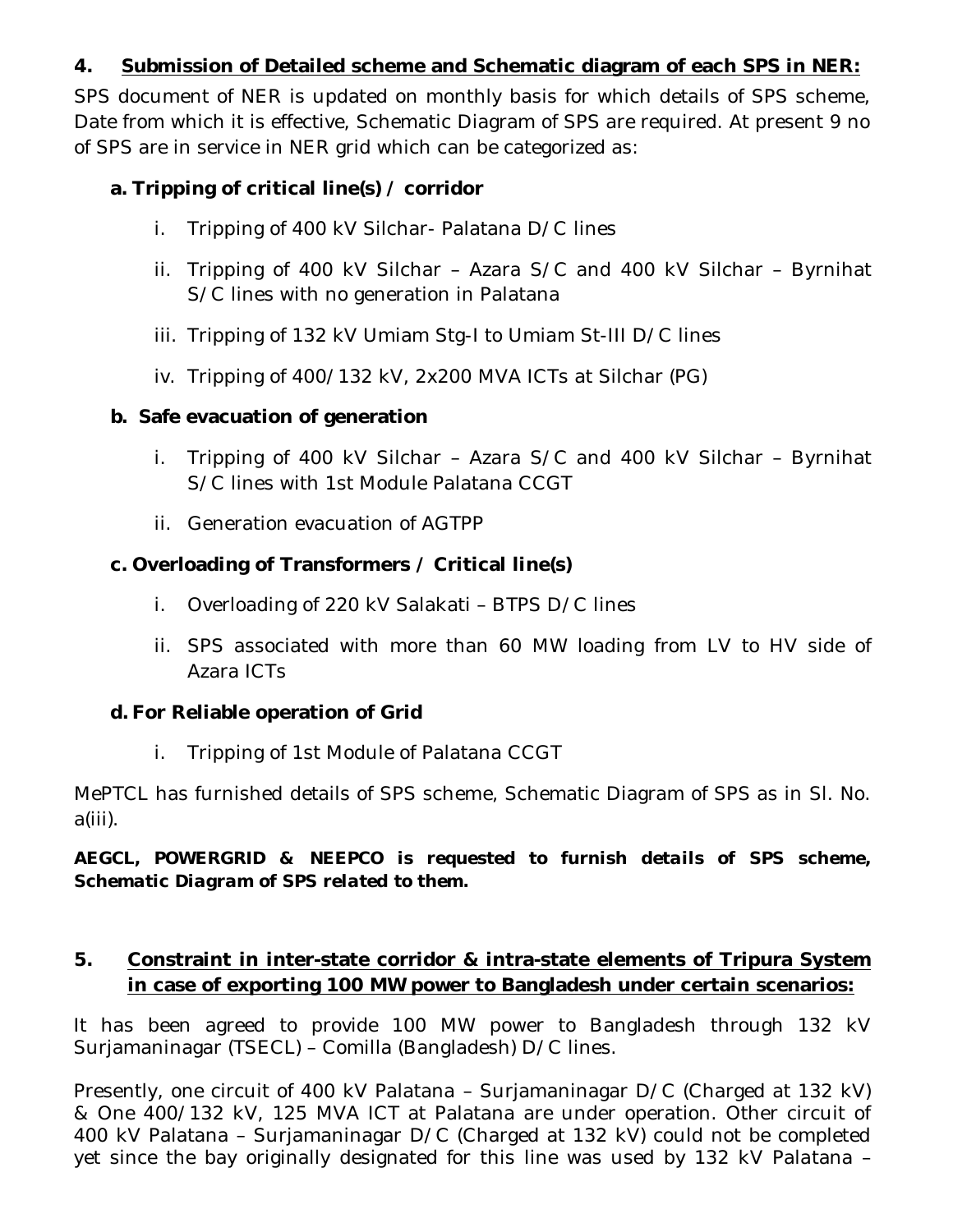## 4. Submission of Detailed scheme and Schematic diagram of each SPS in NER:

SPS document of NER is updated on monthly basis for which details of SPS scheme, Date from which it is effective, Schematic Diagram of SPS are required. At present 9 no of SPS are in service in NER grid which can be categorized as:

**a. Tripping of critical line(s) / corridor**

i. Tripping of 400 kV Silchar- Palatana D/C lines

ii. Tripping of 400 kV Silchar – Azara S/C and 400 kV Silchar – Byrnihat S/C lines with no generation in Palatana

iii. Tripping of 132 kV Umiam Stg-I to Umiam St-III D/C lines

iv. Tripping of 400/132 kV, 2x200 MVA ICTs at Silchar (PG)

**b. Safe evacuation of generation**

i. Tripping of 400 kV Silchar – Azara S/C and 400 kV Silchar – Byrnihat S/C lines with 1st Module Palatana CCGT

ii. Generation evacuation of AGTPP

**c. Overloading of Transformers / Critical line(s)**

i. Overloading of 220 kV Salakati – BTPS D/C lines

ii. SPS associated with more than 60 MW loading from LV to HV side of Azara ICTs

**d. For Reliable operation of Grid**

i. Tripping of 1st Module of Palatana CCGT

MePTCL has furnished details of SPS scheme, Schematic Diagram of SPS as in Sl. No. a(iii).

***AEGCL, POWERGRID & NEEPCO is requested to furnish details of SPS scheme, Schematic Diagram of SPS related to them.***

## 5. Constraint in inter-state corridor & intra-state elements of Tripura System in case of exporting 100 MW power to Bangladesh under certain scenarios:

It has been agreed to provide 100 MW power to Bangladesh through 132 kV Surjamaninagar (TSECL) – Comilla (Bangladesh) D/C lines.

Presently, one circuit of 400 kV Palatana – Surjamaninagar D/C (Charged at 132 kV) & One 400/132 kV, 125 MVA ICT at Palatana are under operation. Other circuit of 400 kV Palatana – Surjamaninagar D/C (Charged at 132 kV) could not be completed yet since the bay originally designated for this line was used by 132 kV Palatana –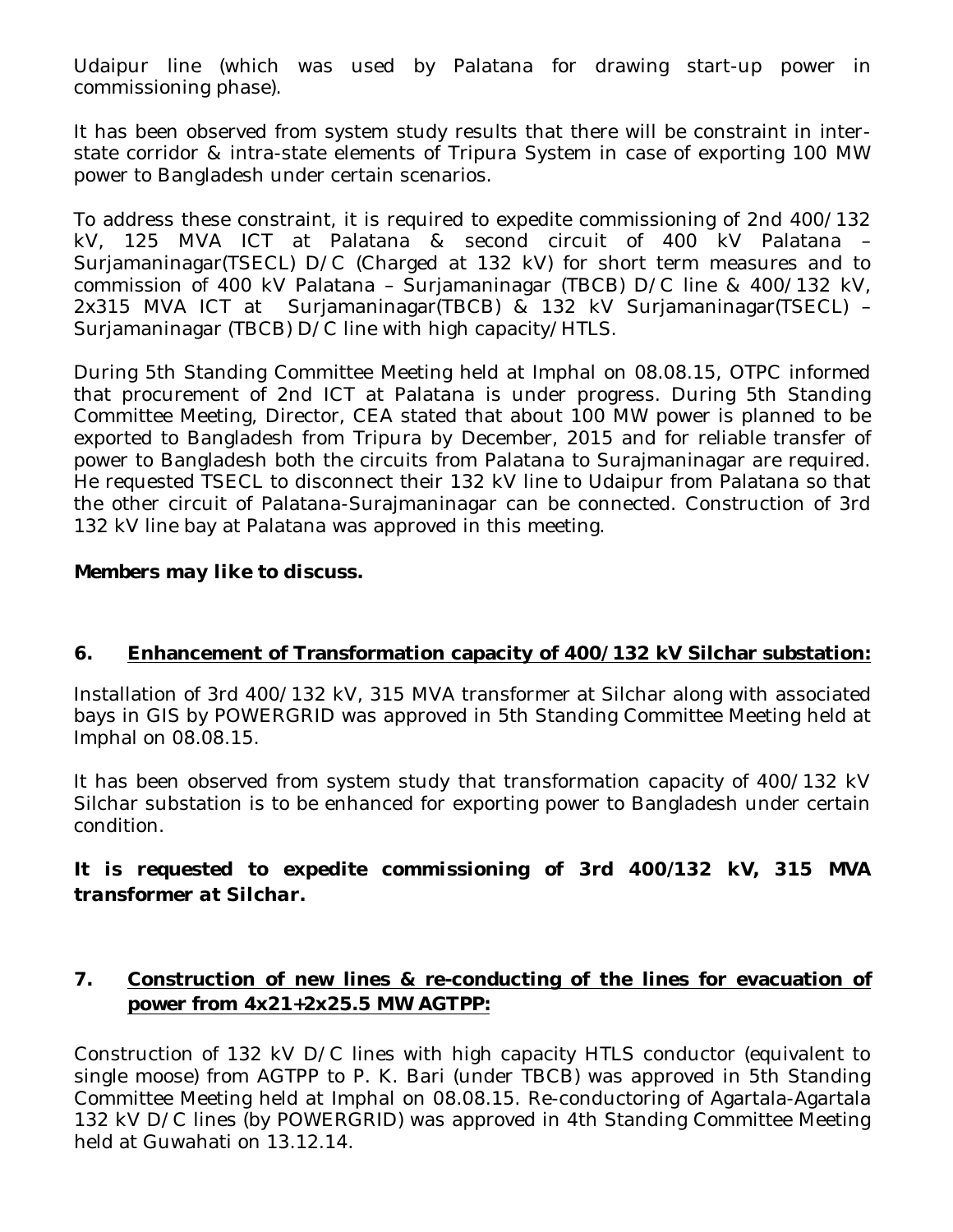Udaipur line (which was used by Palatana for drawing start-up power in commissioning phase).

It has been observed from system study results that there will be constraint in inter-state corridor & intra-state elements of Tripura System in case of exporting 100 MW power to Bangladesh under certain scenarios.

To address these constraint, it is required to expedite commissioning of 2nd 400/132 kV, 125 MVA ICT at Palatana & second circuit of 400 kV Palatana – Surjamaninagar(TSECL) D/C (Charged at 132 kV) for short term measures and to commission of 400 kV Palatana – Surjamaninagar (TBCB) D/C line & 400/132 kV, 2x315 MVA ICT at Surjamaninagar(TBCB) & 132 kV Surjamaninagar(TSECL) – Surjamaninagar (TBCB) D/C line with high capacity/HTLS.

During 5th Standing Committee Meeting held at Imphal on 08.08.15, OTPC informed that procurement of 2nd ICT at Palatana is under progress. During 5th Standing Committee Meeting, Director, CEA stated that about 100 MW power is planned to be exported to Bangladesh from Tripura by December, 2015 and for reliable transfer of power to Bangladesh both the circuits from Palatana to Surajmaninagar are required. He requested TSECL to disconnect their 132 kV line to Udaipur from Palatana so that the other circuit of Palatana-Surajmaninagar can be connected. Construction of 3rd 132 kV line bay at Palatana was approved in this meeting.

***Members may like to discuss.***

## 6. Enhancement of Transformation capacity of 400/132 kV Silchar substation:

Installation of 3rd 400/132 kV, 315 MVA transformer at Silchar along with associated bays in GIS by POWERGRID was approved in 5th Standing Committee Meeting held at Imphal on 08.08.15.

It has been observed from system study that transformation capacity of 400/132 kV Silchar substation is to be enhanced for exporting power to Bangladesh under certain condition.

***It is requested to expedite commissioning of 3rd 400/132 kV, 315 MVA transformer at Silchar.***

## 7. Construction of new lines & re-conducting of the lines for evacuation of power from 4x21+2x25.5 MW AGTPP:

Construction of 132 kV D/C lines with high capacity HTLS conductor (equivalent to single moose) from AGTPP to P. K. Bari (under TBCB) was approved in 5th Standing Committee Meeting held at Imphal on 08.08.15. Re-conductoring of Agartala-Agartala 132 kV D/C lines (by POWERGRID) was approved in 4th Standing Committee Meeting held at Guwahati on 13.12.14.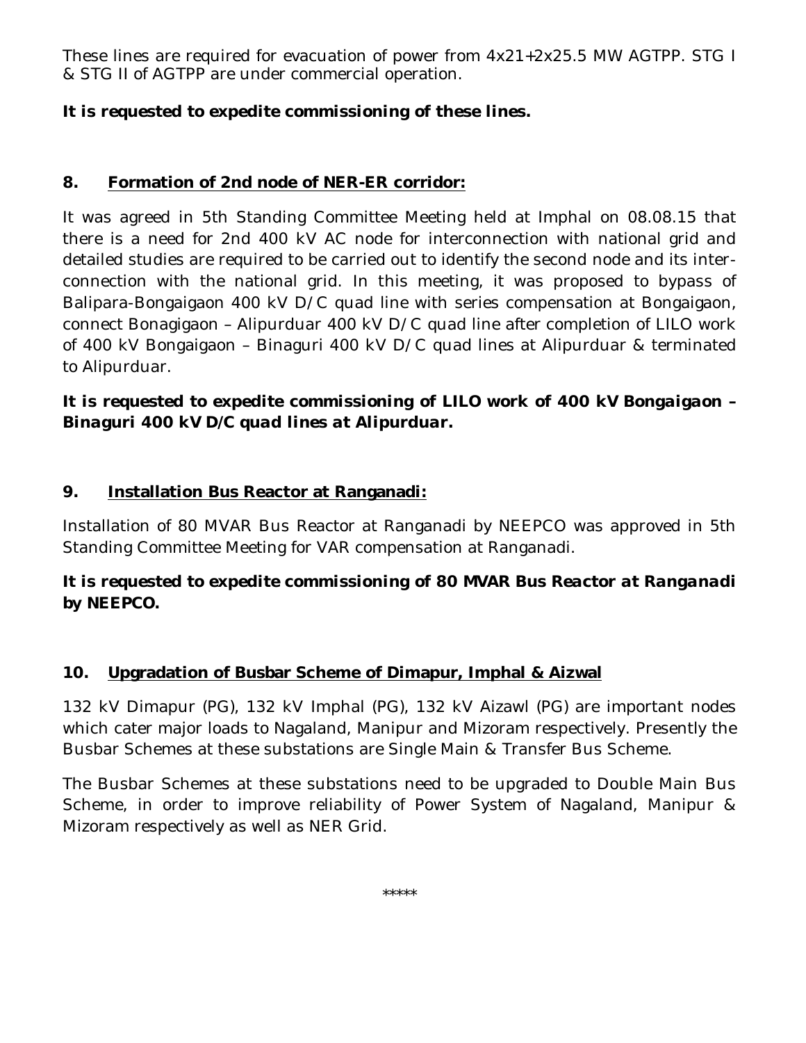These lines are required for evacuation of power from 4x21+2x25.5 MW AGTPP. STG I & STG II of AGTPP are under commercial operation.

**It is requested to expedite commissioning of these lines.**

## 8. Formation of 2nd node of NER-ER corridor:

It was agreed in 5th Standing Committee Meeting held at Imphal on 08.08.15 that there is a need for 2nd 400 kV AC node for interconnection with national grid and detailed studies are required to be carried out to identify the second node and its inter-connection with the national grid. In this meeting, it was proposed to bypass of Balipara-Bongaigaon 400 kV D/C quad line with series compensation at Bongaigaon, connect Bonagigaon – Alipurduar 400 kV D/C quad line after completion of LILO work of 400 kV Bongaigaon – Binaguri 400 kV D/C quad lines at Alipurduar & terminated to Alipurduar.

**It is requested to expedite commissioning of LILO work of 400 kV Bongaigaon – Binaguri 400 kV D/C quad lines at Alipurduar.**

## 9. Installation Bus Reactor at Ranganadi:

Installation of 80 MVAR Bus Reactor at Ranganadi by NEEPCO was approved in 5th Standing Committee Meeting for VAR compensation at Ranganadi.

**It is requested to expedite commissioning of 80 MVAR Bus Reactor at Ranganadi by NEEPCO.**

## 10. Upgradation of Busbar Scheme of Dimapur, Imphal & Aizwal

132 kV Dimapur (PG), 132 kV Imphal (PG), 132 kV Aizawl (PG) are important nodes which cater major loads to Nagaland, Manipur and Mizoram respectively. Presently the Busbar Schemes at these substations are Single Main & Transfer Bus Scheme.

The Busbar Schemes at these substations need to be upgraded to Double Main Bus Scheme, in order to improve reliability of Power System of Nagaland, Manipur & Mizoram respectively as well as NER Grid.

*****